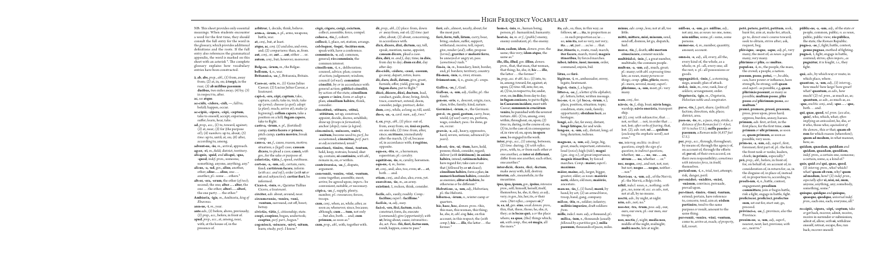NB: This sheet provides only essential meanings. When students encounter a word for the first time, they should consult the full entry for the word in the glossary, which provides additional definitions and the roots. If the full entry also references the grammatical appendix, the word is marked on this sheet with an asterisk \*. The complete glossary explains how vocabulary entries have been constructed.

**ā**, **ab**, **abs**, *prep.*, *abl.*, (1) from, away from; (2) at, in, on; **ā tergō**, in the rear; (3) **ab mīlibus passuum duōbus**, two miles away; (4) by; (5) in respect to, after.

**ac**, see **atque**.

**accidō**, **-cidere**, **-cidī**, —, fall to; befall; happen, occur.

**accipiō**, **-cipere**, **-cēpī**, **-ceptum**, take to oneself; accept; experience, suffer; learn, hear, take.

**ad**, *prep.*, *acc.*, (1) to, toward, against; (2) at, near; (3) for (the purpose of); (4) *numbers:* up to, about; (5) *time:* up to, until, at, on; (6) after, according to, among.

**adventus**, **-ūs**, *m.*, arrival, approach.

**ager**, **-rī**, *m.*, field; district, territory.

**aliquis**, **-quid**, *and* **aliqui**, **-qua**, **-quod**, *indef. pron.*, someone, something; anyone, anything; any.\*

**alius**, **-a**, **-ud**, **gen.**, **alius**, another, other; **alius . . . alius**, one . . . another; *pl.:* some . . . others.\*

**alter**, **-era**, **-erum**, the other (*of two*); second; the one; **alter . . . alter**, the one . . . the other; **alterī . . . alterī**, the one party . . . the other.\*

**Ambiorix**, **-īgis**, *m.*, Ambiorix, *king of Eburones*.

**annus**, **-ī**, *m.*, year.

**ante**, *adv.*, (1) before, above, previously; (2) *prep.*, *acc.*, before, in front of.

**apud**, *prep.*, *acc.*, at, among, near, with; at the house of, in the presence of.

**arbitror**, **1**, decide, think, believe.

**arma**, **-ōrum**, *n. pl.*, arms, weapons; battle, war.

**at**, *conj.*, but, at least.

**atque**, **ac**, *conj.* (1) and also, and even, and; (2) *comparisons:* than, as, from.

**aut**, *conj.*, or; **aut . . . aut**, either . . . or.

**autem**, *conj.*, but; however, moreover.

**Belgae**, **-ārum**, *m.*, the Belgae.

**bellum**, **-ī**, *n.*, war.

**Britannia**, **-ae**, *f.*, Britannia, Britain.

**Caesar**, **-aris**, *m.*, (1) Gaius Julius Caesar; (2) Lucius Julius Caesar, *a lieutenant*.

**capiō**, **-ere**, **cēpī**, **captum**, take, capture, catch; take in, trick; take up (*arms*); choose (*a spot*); adopt (*a plan*); reach, arrive at); make (*a beginning*); **collem capere**, take a position on a hill; **fugam capere**, take to flight.

**castra**, **-ōrum**, *n. pl.*, (fortified) camp; **castra facere** or **pōnere**, pitch camp; **castra movēre**, break camp.

**causa**, **-ae**, *f.*, cause, reason, motive; situation; a (legal) case; **causā**, *with gen.*, for the sake of purpose of.

**celeritās**, **-tātis**, *f.*, speed, swiftness.

**certus**, **-a**, **-um**, *adj.*, certain, sure, fixed; **certiōrem facere**, inform (*with acc. and inf.*); order (*with ut or nē and subjunctive*); **certior fierī**, be informed.

**Cicerō**, **-ōnis**, *m.*, Quintus Tullius Cicero, *a lieutenant*.

**circiter**, *adv.* about, around, near.

**circum-veniō**, **-venīre**, **-vēnī**, **-ventum**, surround, cut off; beset; betray.

**cīvitās**, **-tātis**, *f.*, citizenship; state.

**coepī**, **coeptisse**, began, undertook; **coeptus**, *perf. part.*, begun.\*

**co(g)-nōscō**, **-nōscere**, **-nōvī**, **-nitum**, learn; study; *perf.:* I know.\*

**cōgō**, **cōgere**, **coēgī**, **coāctum**, collect, assemble; force, compel.

**cohors**, **-tis**, *f.*, cohort.

**collocō**, **1**, place, set, station; arrange.

**col-loquor**, **-loquī**, **-locūtus sum**, speak with, have a conference.

**commūnis**, **-e**, *adj.* common, general; **rēs commūnis**, the common interest.

**cōnsilium**, **-ī**, *n.*, deliberation; counsel, advice; plan, course of action; judgment; wisdom; council (*of war*); **commūnī cōnsiliō**, by or in accordance with general action; **pūblicō cōnsiliō**, by action of the state; **cōnsilium capere** or **inīre**, form or adopt a plan; **cōnsilium habēre**, think, confer.

**cōn-stituō**, **-stituere**, **-stituī**, **-stitūtum**, set up, construct; appoint, decide, decree, establish; draw up (*troops in formation*); anchor (*ships*); raise (*a legion*).

**cōn-suēscō**, **-suēscere**, **-suēvī**, **-suētum**, become used to; *perf.*, be accustomed; **cōnsuētus**, *perf. part. as adj.* accustomed, usual.\*

**con-tineō**, **-tinēre**, **-tinuī**, **-tentum**, hold, keep, restrain; bound, shut up, contain; **sē continēre**, *with abl.*, remain in, on, or within.

**contrōversia**, **-ae**, *f.*, dispute, controversy.

**con-veniō**, **-venīre**, **-vēnī**, **-ventum**, come together, assemble, meet; arrive; be agreed upon; *impers.:* be convenient, suitable, or necessary.

**cōpia**, **-ae**, *f.*, supply, plenty, number; *pl.:* resources; forces, troops.

**cum**, *conj.*, when, as, while; after; as soon as; whenever; since, because; although; **cum . . . tum**, not only . . . but also, both . . . and; **cum prīmum**, as soon as.\*

**cum**, *prep.*, *abl.*, with; together with.

**dē**, *prep.*, *abl.*, (1) *place:* from, down *or* away from, out of; (2) *time:* just after, about; (3) about, concerning, in accordance with.

**dīcō**, **dīcere**, **dīxī**, **dictum**, say, tell, speak; mention, name, appoint; **causam dīcere**, plead a case.

**diēs**, **diēī**, *m.* *and f.*, day, time; **in diēs**, from day to day; **diem ex diē**, day after day.

**dis-cēdō**, **-cēdere**, **-cessī**, **-cessum**, go away, depart, retire; leave.

**dō**, **dare**, **dedī**, **datum**, give, grant, furnish; offer; yield, give up; **in fugam dare**, put to flight.\*

**dūcō**, **dūcere**, **dūxī**, **ductum**, lead, conduct, guide, draw, bring; fetch; trace; construct, extend; deem, consider, judge; protract; defer.

**dum**, *conj.*, while, as long as; till, until.

**duo**, **-ae**, **-o**, *card. num. adj.*, two.\*

**ē**, **ex**, *prep.*, *abl.*, (1) *place:* out of, from, away from; on; **ūnā ex parte**, on one side; (2) *time:* after, since; **ex itinere**, immediately after the march; (3) of, because of, in accordance with; **ē regiōne**, opposite.

**eques**, **-itis**, *m.*, a horseman; equestrian; *pl.:* cavalry.

**equitātus**, **-ūs**, *m.*, cavalry, horsemen.

**equus**, **-ī**, *m.*, horse.

**et**, *conj.*, and, also, too, even; **et . . . et**, both . . . and.

**etiam**, *conj.*, and also, also, even, yet.

**exercitus**, **-ūs**, *m.*, an army.

**exīstimō**, **1**, reckon, think, consider.

**facile**, *adv.*, easily, readily. *Comp.:* **facilius**; *superl.:* **facillimē**.\*

**facilis**, **-e**, *adj.*, easy.

**faciō**, **-ere**, **fēcī**, **factum**, make, construct, form; do, execute (*commands*); give (*opportunity*); *with ut*, bring about; cause; *intransitive*, do, act. *Pass.*: **fiō**, **fierī**, **factus sum**, result, happen, come to pass.\*

**ferē**, *adv.*, almost, nearly, about; for the most part.

**ferō**, **ferre**, **tulī**, **lātum**, carry, bear, bring, endure, suffer, support, withstand; receive; tell, report, give, render (*aid*); offer; propose (*terms*); **graviter** *or* **molestē ferre**, be annoyed or angry at; *pass. (sometimes)* rush.\*

**fīnis**, **-is**, *m.*, boundary, limit, border, end; *pl.* borders; territory, country.

**flū-men**, **-inis**, *n.*, river, stream.

**frūmentum**, **-ī**, *n.*, grain; *pl.:* crops.

**Gallia**, **-ae**, *f.*, Gaul.

**Gallus**, **-a**, **-um**, *adj.*, Gallic; *pl.:* the Gauls.

**gen-us**, **-eris**, *n.*, descent, origin, race, class, tribe, family; kind, nature.

**Germānī**, **-ōrum**, *m.*, the Germans.

**ger-ō**, **-re**, **gessī**, **gestum**, carry, bear, wield; (*of war*) carry on, perform, wage, conduct; *pass.:* be done, go on, occur.

**gravis**, **-e**, *adj.*, heavy, oppressive, hard, severe, serious; advanced (*in years*).

**hab-eō**, **-ēre**, **-uī**, **-itum**, have, hold, possess; think, consider, regard, deliver (*with* **ōrātiōnem**), in **animō habēre**, intend; **ratiōnem habēre**, have regard for; take care or see that (*followed by* **ut** *or clause*); **cōnsilium habēre**, form a plan; **in numerō hostium habēre**, consider as enemies; **aliter sē habēre**, be otherwise or be different.\*

**Helvētius**, **-a**, **-um**, *adj.*, Helvetian; *pl.* the Helvetii.

**hīberna**, **-ōrum**, *n.*, winter camp *or quarters*.

**hic**, **haec**, **hoc**, *demon. pron.:* this, this man, this woman, this thing; he, she, it; *abl. sing.* **hōc**, on this account, in this respect; the (*with comp.*); **hic . . . ille**, the latter . . . the former.\*

**hom-ō**, **-inis**, *m.*, human being, person; *pl.:* humankind, humanity.

**host-is**, **-is**, *m. or f.*, (*public*) enemy, enemy combatant; *pl.:* the enemy.

**idem**, **eadem**, **idem**, *demon. pron.*, the same; this very; **idem atque**, the same as.\*

**ille**, **illa**, **illud**, *gen.* **illīus**, *demon. pron.*, that, that man, that woman, that thing; he, she, it; **hic . . . ille**, the latter . . . the former.\*

**in**, *prep.*, *acc.* & *abl.*, **acc.:** (1) into, to; in, among; toward, for, against; at; upon; (2) *time:* till, into, for; on, at; (3) in, in respect to, for; under, over, on; **in diēs**, from day to day; **in fugam conicere**, to put to flight; **in Caesarem incidere**, meet with Caesar; **summum in cruciātum venīre**, be punished with the severest torture. **Abl.:** (1) in, among; over; within, throughout, on, upon; (2) *time:* in, during, in the course of; on; (3) in, in the case of; in consequence of; in view of; on, upon; **in opere esse**, be engaged in the work.

**inter**, *prep.*, *acc.*, (1) among, between; (2) time: during; (3) *with reflex. pron.*, with, to, or from each other *or* one another, as **inter sē differunt**, differ from one another; each other, one another.\*

**inter-ficiō**, **-ficere**, **-fēcī**, **-fectum**, make away with, kill, destroy.

**interim**, *adv.*, meanwhile, in the meantime.

**ipse**, **ipsa**, **ipsum**, *gen.* **ipsīus**, *intensive pron.*, self; himself, herself, itself, themselves; he, she, it, they; *as adj.*, very, *in gen.*, his, her, its, or their own. (*Not reflex.; compare* **sē**.)\*

**is**, **ea**, **id**, *gen.* **eius**, *weak demon. pron.*, this, that, these, those; he, she, it, they; **eō**, **in eō locō quō**, in that place where; **eō quae**, (*the*) things which; **eō**, *with comp.*, the; **eō magis**, all the more.\*

**ita**, *adv.*, so, thus, in this way; as follows; **ut . . . ita**, in proportion as . . . in such proportion as; **sīc** . . . **as**; **nōn ita**, not so very, not very; **ita . . . ut**, just . . . as; so . . . that.

**iter**, **itineris**, *n.*, route, road; march; **iter facere**, march, travel; **magnīs itineribus**, by forced marches.

**iubeō**, **iubēre**, **iussī**, **iussum**, order, command, enjoin, bid.

**lātus**, *see* **ferō**.

**lēgātus**, **-ī**, *m.*, ambassador, envoy, legate; lieutenant.

**legi-ō**, **-ōnis**, *f.*, a legion.

**littera**, **-ae**, *f.*, a letter *of the alphabet*; *pl.:* letters; letter or letters.

**loc-us**, **-ī**, *m.* (*pl.* **loca**, **-ōrum**, *n.*), place, position, situation; topic; condition, state; rank, family; opportunity; **obsidum locō**, as hostages.

**longē**, *adv.*, far, far away, distant; **longē lātēque**, far and wide.

**long-us**, **-a**, **-um**, *adj.*, distant; long; of long duration; tedious.

**magn-us**, **-a**, **-um**, *adj.*, large, big, great, much; important, extensive; loud (*voice*); high (*tide*); **magnī** (*gen. sing. n.*), of great importance; **magnīs itineribus**, by forced marches. *Comp.* **maior**; *superl.* **maximus**.

**māior**, **maius**, *adj.*, larger, bigger, greater; older; *as noun:* **māiōrēs nātū**, elders; old men; **māiōrēs**, ancestors.

**man-us**, **-ūs**, *f.*, (1) **hand**; **manū**, by hand, by art; (2) an armed force, troop, band, gang, company.

**mīl-es**, **-itis**, *m.*, soldier; infantry; **mīlitēs imperāre**, draft soldiers *from*.

**mīlle**, *indecl. num. adj.*, a thousand; *pl.:* **mīlia**, **-ium**, *n.*, thousands (*usually followed by a partitive gen.*); **mīlia passuum**, thousands of paces, miles.

**minus**, *adv. comp.*, less; not at all, too little.

**mittō**, **mittere**, **mīsī**, **missum**, send, send off, dismiss, let go, dispatch; hurl.

**mos**, **-ris**, *f.*, death; **sibi mortem cōnscīscere**, commit suicide.

**multitūd-ō**, **-inis**, *f.*, a great number, multitude; the common people.

**mult-us**, **-a**, **-um**, *adj.*, much, great; *m.* many; *with abl. expressing time:* late; *as noun*, *many persons or things; comp.* **plūs**, **plūris**, more; *pl.:* more, several, many; *superl.:* **plūrimus**, **-a**, **-um**, most; *pl.:* very many.

**nam**, *conj.*, for.

**nāvis**, **-is**, *f.*, ship, boat; **nāvis longa**, warship; **nāvis onerāria**, transport ship.

**nē** (1), *conj.* *with subjunctive*, that . . . not, lest, so that . . . not, in order that . . . not, lest, after words of fearing, that, lest; (2) *adv.*, not, **nē . . . quidem** (*enclosing the emphatic word*), not even.\*

**-ne**, *interrog. enclitic: in direct questions, simply the sign of a question; in indirect questions,* whether; **-ne . . . -ne**, **-ne . . . an**, **utrum . . . -ne**, whether . . . or.\*

**nec**, **neque**, *conj.*, and not, nor, not; but not; **neque . . . neque**, neither . . . nor.\*

**Nervi-us**, **-a**, **-um**, *adj.*, of the Nervii; *pl.:* the Nervii, a Belgic tribe.

**nihil**, *indecl. noun*, *n.*, nothing; *with gen.*, no, none of; *acc. as adv.*, not, not at all, by no means.

**noctū**, *adv.*, by night, in the night.

**nōn**, *adv.*, not.\*

**nos-ter**, **-tra**, **-trum**, *poss. adj.*, our, ours, our own; *pl.:* our men, our troops.

**nox**, **noctis**, *f.*, night; **media nox**, middle of the night, midnight; **multā nocte**, late at night.

**nūll-us**, **-a**, **-um**, *gen.* **nūllīus**, *adj.*, not any, no; *as noun:* no one, none; **nōn nūllus**, some; *pl.:* some, some persons.

**numerus**, **-ī**, *m.*, number, quantity, amount; account.

**omn-is**, **-e**, *adj.*, all, every, all the; every kind of, the whole; as a whole; *m. pl.:* all, every one; all the rest; *n. pl.:* all possessions or goods.

**oppugnātiō**, **-ōnis**, *f.*, a storming, siege, assault; plan of attack.

**ōrd-ō**, **-inis**, *m.*, row, rank, line of soldiers; arrangement, order.

**Orgetorīx**, **-īgis**, *m.*, Orgetorix, *Helvetian noble and conspirator*.

**pars**, **-tis**, *f.*, part, share; (political) faction; direction, side, place; district, area.

**pass-us**, **-ūs**, *m.*, a pace, step, stride, *a distance of five Roman feet (= 4 ft. 10 ⅘ inches U.S.)*; **mīlle passūs** *or* **passuum**, a *Roman* mile (*4,857 feet U.S.*).

**per**, *prep.*, *acc.*, through, throughout; by means of, through the agency of; on account of, through the efforts of; **per sē**, of their own accord, on their own responsibility; *sometimes with intensive force*, in itself, themselves.

**perīculum**, **-ī**, *n.*, trial, test, attempt; risk, danger, peril.

**per-suādeō**, **-suādēre**, **-suāsī**, **-suāsum**, convince, persuade, prevail upon.

**per-tineō**, **-tinēre**, **-tinuī**, **-tentum**, extend, pertain, have reference to, concern, tend, aim at; **eōdem pertinēre**, tend to the same purpose or result, amount to the same thing.

**per-veniō**, **-venīre**, **-vēnī**, **-ventum**, come to, arrive at, reach; *of property*, fall, revert.

**petō**, **petere**, **petīvī**, **petītum**, seek, hunt for, aim at, make for, attack, go to, direct one's course toward; seek to obtain, strive after; ask, request, beg.

**plēr-ique**, **-aeque**, **-aque**, *adj.*, *pl.*, very many, the most of; *as noun:* a great many, very many.

**plūrimus** or **plūs**, *see* **multus**.

**popul-us**, **-ī**, *m.*, the people, the mass, the crowd; *pl.:* peoples, a nation.

**possum**, **posse**, **potuī**, —, be able, can; have power or influence; how strongly, the strong; **with quam** *and superl.:* as possible, *e.g.* **quam plūrimās possent**, as many as possible; **multum posse**, **plūs posse** and **plūrimum posse**, *see* **multum**.\*

**premō**, **premere**, **pressī**, **pressum**, press, press upon, press hard, oppress; burden, annoy; harass.

**prīmum**, *adv.* first, at first, in the first place, for the first time; **cum prīmum** *or* **ubi prīmum**, as soon as; **quam prīmum**, as soon as possible, very soon.

**prīm-us**, **-a**, **-um**, *adj.*, *superl.*, first, foremost; first part of; *pl.:* the first, the front rank *or* ranks; leaders, chiefs; **in prīmīs**, especially.\*

**prō**, *prep.*, *abl.*, before, in front of; for, on behalf of; on account of, in proportion to; instead of; *as a reward* or *in the disguise of*, in place of, instead of, in proportion to, according to.

**proelium**, **-ī**, *n.*, battle, combat.

**proficīscor**, **proficīscī**, **profectus sum**, set out for, start out, go, proceed.

**prōvincia**, **-ae**, *f.*, province; *also* the Province.

**proximus**, **-a**, **-um**, *adj.*, *superl.*, nearest, next; last; *previous*; *with acc.*, next to.

**pūblic-us**, **-a**, **-um**, *adj.*, of the state or people, common, public; *n. as noun*, public, public view; **rēs pūblica**, the state, the Roman Republic.

**pugna**, **-ae**, *f.*, fight, battle, contest; **genus pugnae**, method of fighting.

**pugnō**, **1**, fight, engage in battle, contend; strive; *often impers.*, as **pugnātur**, it is fought, i.e. they fight.

**quā**, *adv.*, by which way or route; in which place, where.

**quam-ta**, **-a**, **-um**, *adj.*, (*1*) *interrog.*, how much? how great? (2) rel.: as much as, as great as; (*3*) interrog. how large/ how great? what? **quantum** *as adv.*, how much! (2) rel. *pron.*, as much as, as **quantum**, as **adv.**, as much as, as.

**que**, *enclitic conj.*, and; **-que . . . -que**, both . . . and.

**qui**, **quae**, **quod**, *rel. pron.* (*see also*, **quis**), who, which; what? *often implying an antecedent*, he, she, it; those who; *equivalent of the demon.*: this *or* that; **quam ob rem** for which reason (wherefore); **quem ad modum**, in what manner, how, as.

**quidam**, **quaedam**, **quiddam** and **quidam**, **quaedam**, **quoddam**, *indef. pron.*, a certain one, someone; a certain, some, a, a kind of.\*

**quis**, **quid** *and* **qui**, **quae**, **quod**, (1) *interrog. pron.*, who? which? what? **quam ob rem**, why? **quem ad modum**, how? (2) *indef. pron.*, *especially after* **nisi**, **nē**, **num**, anyone, anything, any; somebody, something; some.

**quisque**, **quidque** *and* **quisque**, **quaeque**, **quodque**, *universal indef. pron. and adj.*, each one, each; everyone, all.\*

**re-cipiō**, **-cipere**, **-cēpī**, **-ceptum**, take back, get, recover; admit, receive, receive in surrender or submission; admit of, allow; *with* **sē**, withdraw oneself, retreat, escape, flee, run back; recover oneself.